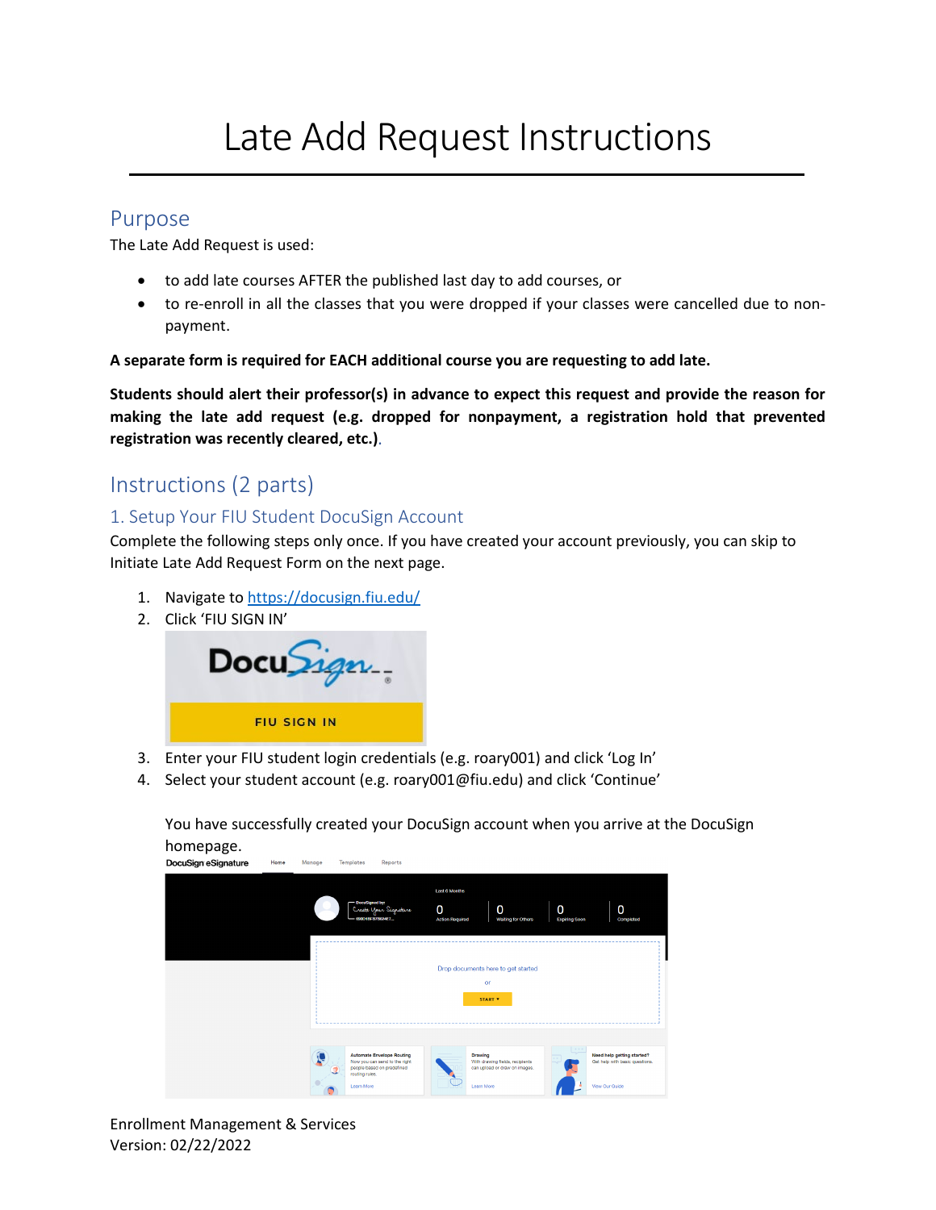# Late Add Request Instructions

## Purpose

The Late Add Request is used:

- to add late courses AFTER the published last day to add courses, or
- to re-enroll in all the classes that you were dropped if your classes were cancelled due to non-payment.

**A separate form is required for EACH additional course you are requesting to add late.**

**Students should alert their professor(s) in advance to expect this request and provide the reason for making the late add request (e.g. dropped for nonpayment, a registration hold that prevented registration was recently cleared, etc.)**.

## Instructions (2 parts)

### 1. Setup Your FIU Student DocuSign Account

Complete the following steps only once. If you have created your account previously, you can skip to Initiate Late Add Request Form on the next page.

1. Navigate to [https://docusign.fiu.edu/](https://docusign.fiu.edu/)
2. Click 'FIU SIGN IN'
3. Enter your FIU student login credentials (e.g. roary001) and click 'Log In'
4. Select your student account (e.g. roary001@fiu.edu) and click 'Continue'

   You have successfully created your DocuSign account when you arrive at the DocuSign homepage.

Enrollment Management & Services
Version: 02/22/2022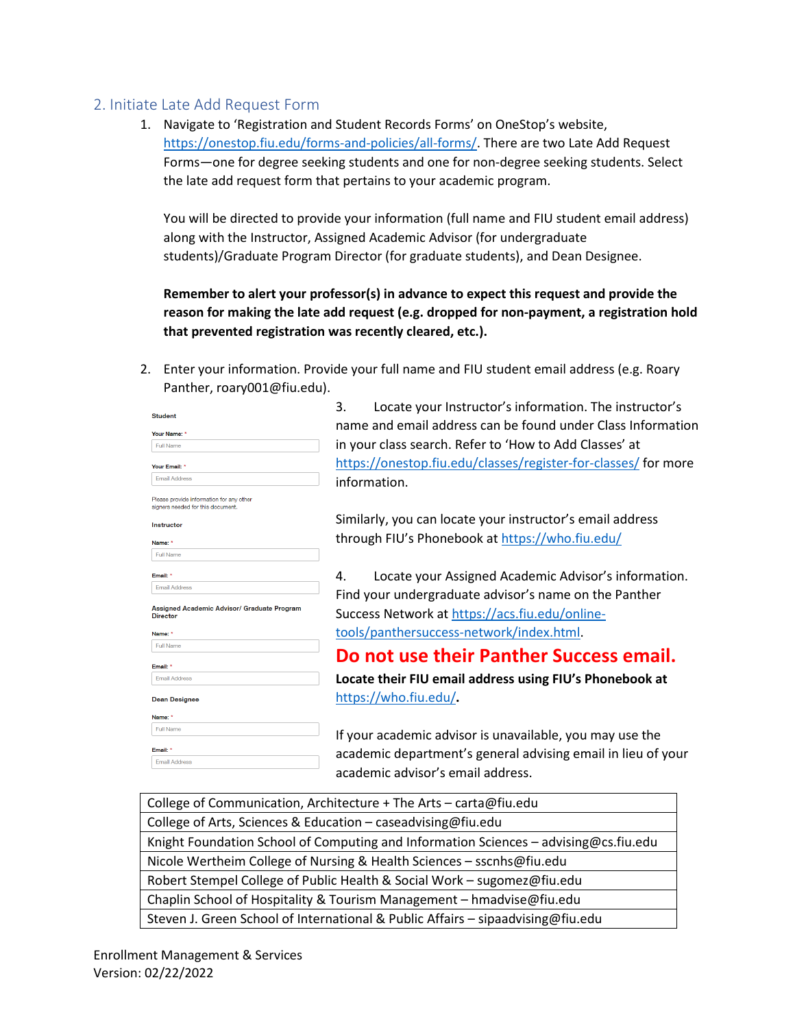## 2. Initiate Late Add Request Form

1. Navigate to 'Registration and Student Records Forms' on OneStop's website, https://onestop.fiu.edu/forms-and-policies/all-forms/. There are two Late Add Request Forms—one for degree seeking students and one for non-degree seeking students. Select the late add request form that pertains to your academic program.

   You will be directed to provide your information (full name and FIU student email address) along with the Instructor, Assigned Academic Advisor (for undergraduate students)/Graduate Program Director (for graduate students), and Dean Designee.

   **Remember to alert your professor(s) in advance to expect this request and provide the reason for making the late add request (e.g. dropped for non-payment, a registration hold that prevented registration was recently cleared, etc.).**

2. Enter your information. Provide your full name and FIU student email address (e.g. Roary Panther, roary001@fiu.edu).

**Student**

Your Name: *
Full Name

Your Email: *
Email Address

Please provide information for any other signers needed for this document.

**Instructor**

Name: *
Full Name

Email: *
Email Address

**Assigned Academic Advisor/ Graduate Program Director**

Name: *
Full Name

Email: *
Email Address

**Dean Designee**

Name: *
Full Name

Email: *
Email Address

3. Locate your Instructor's information. The instructor's name and email address can be found under Class Information in your class search. Refer to 'How to Add Classes' at https://onestop.fiu.edu/classes/register-for-classes/ for more information.

   Similarly, you can locate your instructor's email address through FIU's Phonebook at https://who.fiu.edu/

4. Locate your Assigned Academic Advisor's information. Find your undergraduate advisor's name on the Panther Success Network at https://acs.fiu.edu/online-tools/panthersuccess-network/index.html.

   **Do not use their Panther Success email.**

   **Locate their FIU email address using FIU's Phonebook at https://who.fiu.edu/.**

   If your academic advisor is unavailable, you may use the academic department's general advising email in lieu of your academic advisor's email address.

| |
|---|
| College of Communication, Architecture + The Arts – carta@fiu.edu |
| College of Arts, Sciences & Education – caseadvising@fiu.edu |
| Knight Foundation School of Computing and Information Sciences – advising@cs.fiu.edu |
| Nicole Wertheim College of Nursing & Health Sciences – sscnhs@fiu.edu |
| Robert Stempel College of Public Health & Social Work – sugomez@fiu.edu |
| Chaplin School of Hospitality & Tourism Management – hmadvise@fiu.edu |
| Steven J. Green School of International & Public Affairs – sipaadvising@fiu.edu |

Enrollment Management & Services
Version: 02/22/2022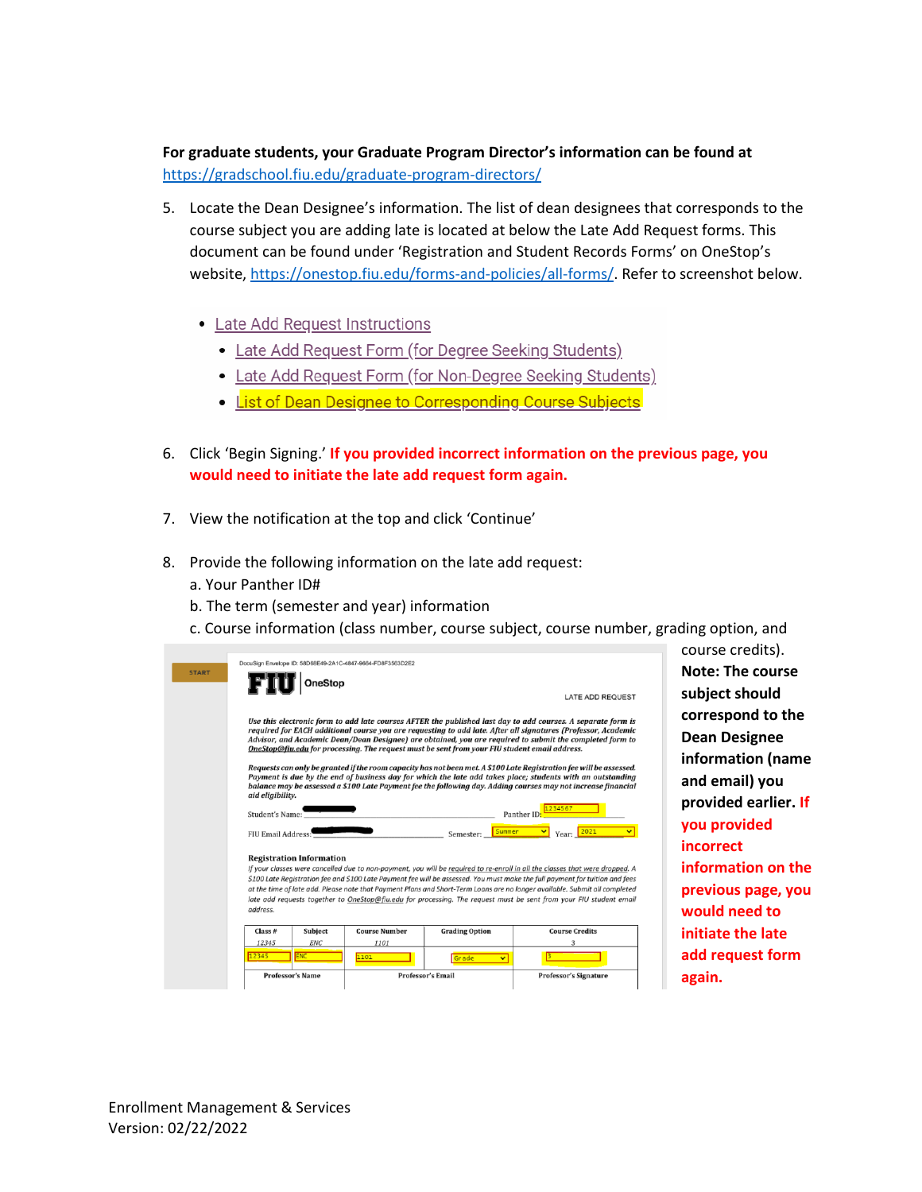**For graduate students, your Graduate Program Director's information can be found at** https://gradschool.fiu.edu/graduate-program-directors/

5. Locate the Dean Designee's information. The list of dean designees that corresponds to the course subject you are adding late is located at below the Late Add Request forms. This document can be found under 'Registration and Student Records Forms' on OneStop's website, https://onestop.fiu.edu/forms-and-policies/all-forms/. Refer to screenshot below.

   - Late Add Request Instructions
     - Late Add Request Form (for Degree Seeking Students)
     - Late Add Request Form (for Non-Degree Seeking Students)
     - List of Dean Designee to Corresponding Course Subjects

6. Click 'Begin Signing.' **If you provided incorrect information on the previous page, you would need to initiate the late add request form again.**

7. View the notification at the top and click 'Continue'

8. Provide the following information on the late add request:
   a. Your Panther ID#
   b. The term (semester and year) information
   c. Course information (class number, course subject, course number, grading option, and course credits).

**Note: The course subject should correspond to the Dean Designee information (name and email) you provided earlier. If you provided incorrect information on the previous page, you would need to initiate the late add request form again.**

Enrollment Management & Services
Version: 02/22/2022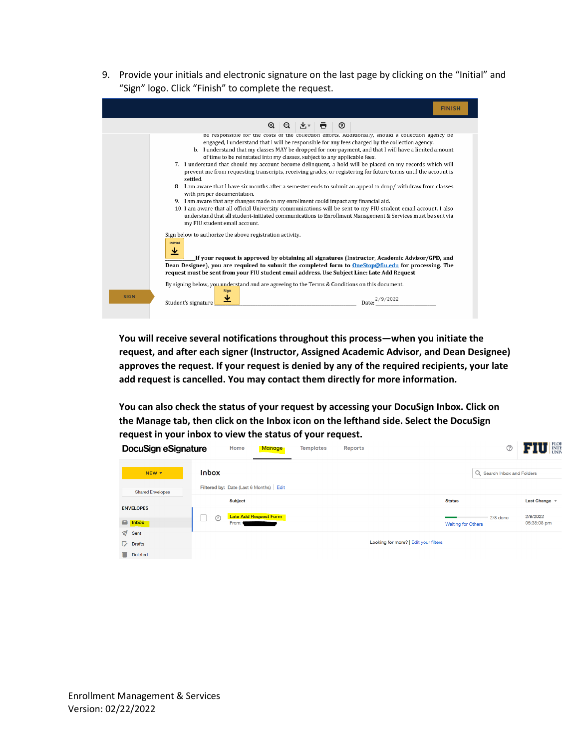9. Provide your initials and electronic signature on the last page by clicking on the "Initial" and "Sign" logo. Click "Finish" to complete the request.

FINISH

be responsible for the costs of the collection efforts. Additionally, should a collection agency be engaged, I understand that I will be responsible for any fees charged by the collection agency.

b. I understand that my classes MAY be dropped for non-payment, and that I will have a limited amount of time to be reinstated into my classes, subject to any applicable fees.

7. I understand that should my account become delinquent, a hold will be placed on my records which will prevent me from requesting transcripts, receiving grades, or registering for future terms until the account is settled.
8. I am aware that I have six months after a semester ends to submit an appeal to drop/ withdraw from classes with proper documentation.
9. I am aware that any changes made to my enrollment could impact any financial aid.
10. I am aware that all official University communications will be sent to my FIU student email account. I also understand that all student-initiated communications to Enrollment Management & Services must be sent via my FIU student email account.

Sign below to authorize the above registration activity.

Initial ____ **If your request is approved by obtaining all signatures (Instructor, Academic Advisor/GPD, and Dean Designee), you are required to submit the completed form to OneStop@fiu.edu for processing. The request must be sent from your FIU student email address. Use Subject Line: Late Add Request**

By signing below, you understand and are agreeing to the Terms & Conditions on this document.

SIGN

Student's signature Sign ____ Date: 2/9/2022

**You will receive several notifications throughout this process—when you initiate the request, and after each signer (Instructor, Assigned Academic Advisor, and Dean Designee) approves the request. If your request is denied by any of the required recipients, your late add request is cancelled. You may contact them directly for more information.**

**You can also check the status of your request by accessing your DocuSign Inbox. Click on the Manage tab, then click on the Inbox icon on the lefthand side. Select the DocuSign request in your inbox to view the status of your request.**

DocuSign eSignature — Home | Manage | Templates | Reports

NEW ▾

Shared Envelopes

ENVELOPES

- Inbox
- Sent
- Drafts
- Deleted

Inbox

Filtered by: Date (Last 6 Months) | Edit

| Subject | Status | Last Change |
|---|---|---|
| Late Add Request Form<br>From: | 2/8 done<br>Waiting for Others | 2/9/2022<br>05:38:08 pm |

Looking for more? | Edit your filters

Enrollment Management & Services
Version: 02/22/2022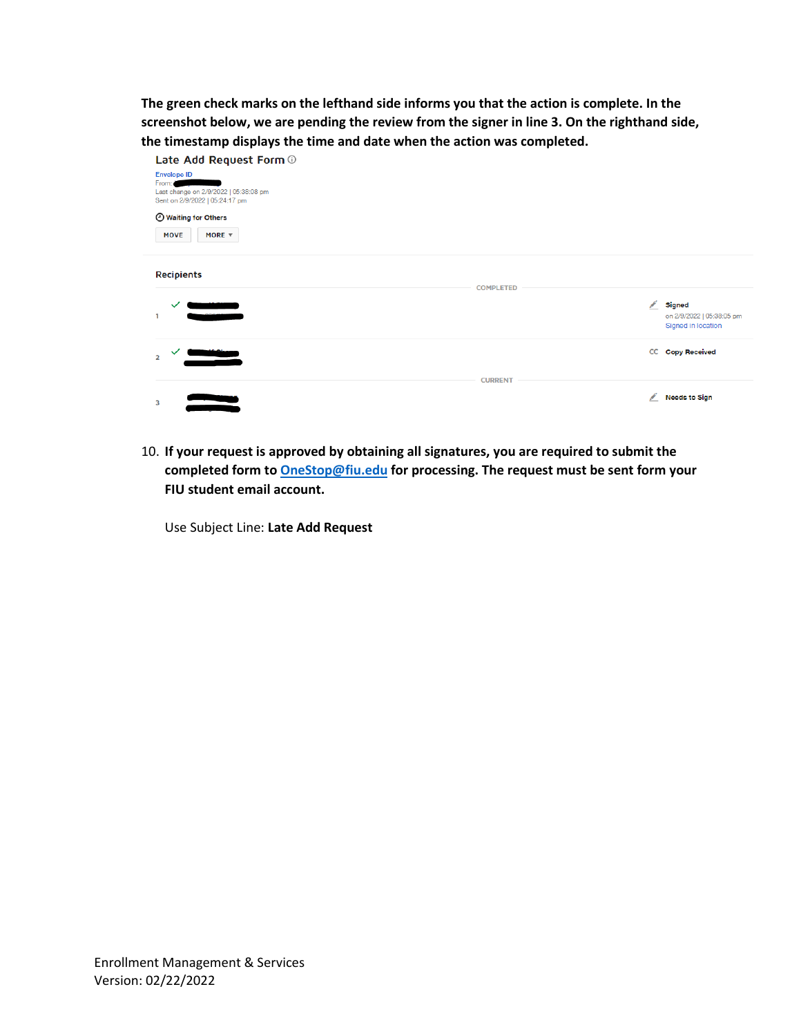**The green check marks on the lefthand side informs you that the action is complete. In the screenshot below, we are pending the review from the signer in line 3. On the righthand side, the timestamp displays the time and date when the action was completed.**

Late Add Request Form

Envelope ID
From:
Last change on 2/9/2022 | 05:38:08 pm
Sent on 2/9/2022 | 05:24:17 pm

Waiting for Others

MOVE    MORE

Recipients

COMPLETED

| | | |
|---|---|---|
| 1 | ✓ | Signed on 2/9/2022 \| 05:38:05 pm Signed in location |
| 2 | ✓ | CC Copy Received |

CURRENT

| | | |
|---|---|---|
| 3 | | Needs to Sign |

10. **If your request is approved by obtaining all signatures, you are required to submit the completed form to [OneStop@fiu.edu](mailto:OneStop@fiu.edu) for processing. The request must be sent form your FIU student email account.**

    Use Subject Line: **Late Add Request**

Enrollment Management & Services
Version: 02/22/2022